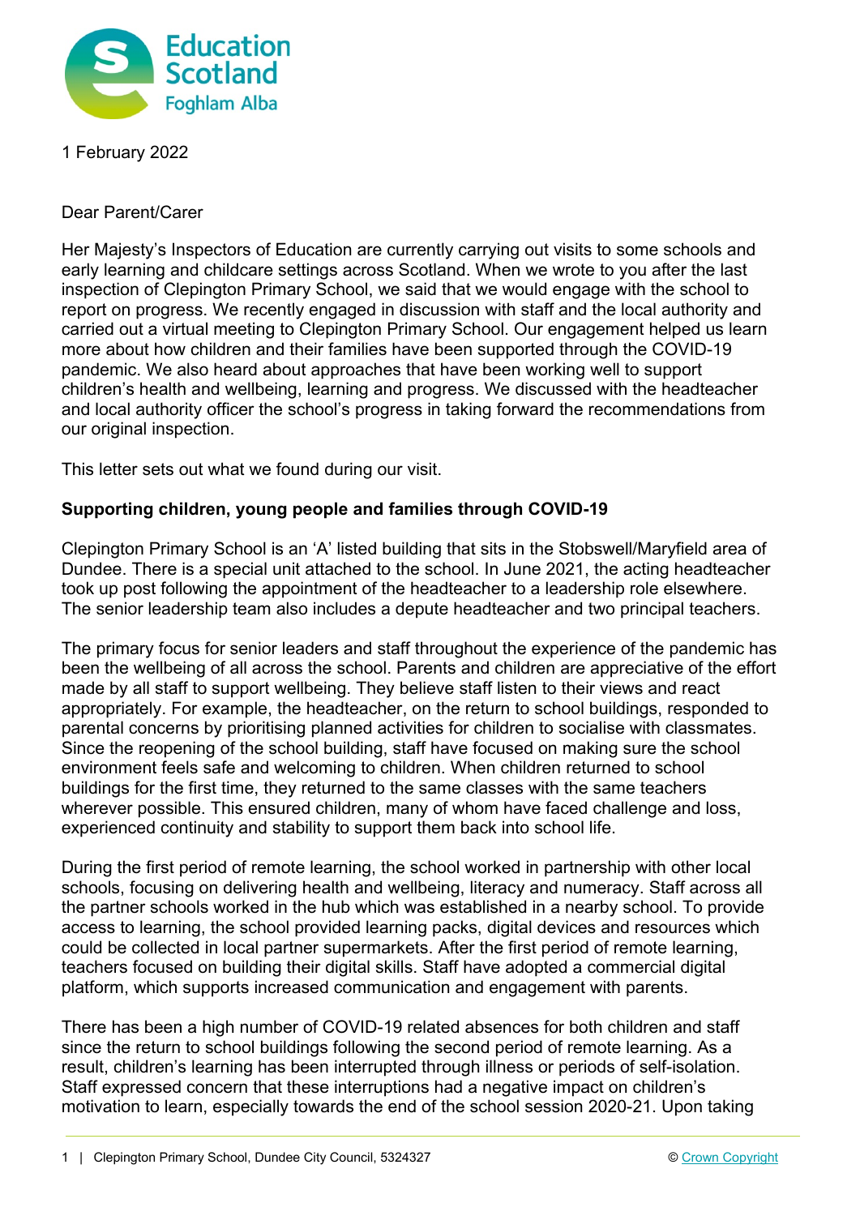1 February 2022

Dear Parent/Carer

Her Majesty's Inspectors of Education are currently carrying out visits to some schools and early learning and childcare settings across Scotland. When we wrote to you after the last inspection of Clepington Primary School, we said that we would engage with the school to report on progress. We recently engaged in discussion with staff and the local authority and carried out a virtual meeting to Clepington Primary School. Our engagement helped us learn more about how children and their families have been supported through the COVID-19 pandemic. We also heard about approaches that have been working well to support children's health and wellbeing, learning and progress. We discussed with the headteacher and local authority officer the school's progress in taking forward the recommendations from our original inspection.

This letter sets out what we found during our visit.

**Supporting children, young people and families through COVID-19**

Clepington Primary School is an 'A' listed building that sits in the Stobswell/Maryfield area of Dundee. There is a special unit attached to the school. In June 2021, the acting headteacher took up post following the appointment of the headteacher to a leadership role elsewhere. The senior leadership team also includes a depute headteacher and two principal teachers.

The primary focus for senior leaders and staff throughout the experience of the pandemic has been the wellbeing of all across the school. Parents and children are appreciative of the effort made by all staff to support wellbeing. They believe staff listen to their views and react appropriately. For example, the headteacher, on the return to school buildings, responded to parental concerns by prioritising planned activities for children to socialise with classmates. Since the reopening of the school building, staff have focused on making sure the school environment feels safe and welcoming to children. When children returned to school buildings for the first time, they returned to the same classes with the same teachers wherever possible. This ensured children, many of whom have faced challenge and loss, experienced continuity and stability to support them back into school life.

During the first period of remote learning, the school worked in partnership with other local schools, focusing on delivering health and wellbeing, literacy and numeracy. Staff across all the partner schools worked in the hub which was established in a nearby school. To provide access to learning, the school provided learning packs, digital devices and resources which could be collected in local partner supermarkets. After the first period of remote learning, teachers focused on building their digital skills. Staff have adopted a commercial digital platform, which supports increased communication and engagement with parents.

There has been a high number of COVID-19 related absences for both children and staff since the return to school buildings following the second period of remote learning. As a result, children's learning has been interrupted through illness or periods of self-isolation. Staff expressed concern that these interruptions had a negative impact on children's motivation to learn, especially towards the end of the school session 2020-21. Upon taking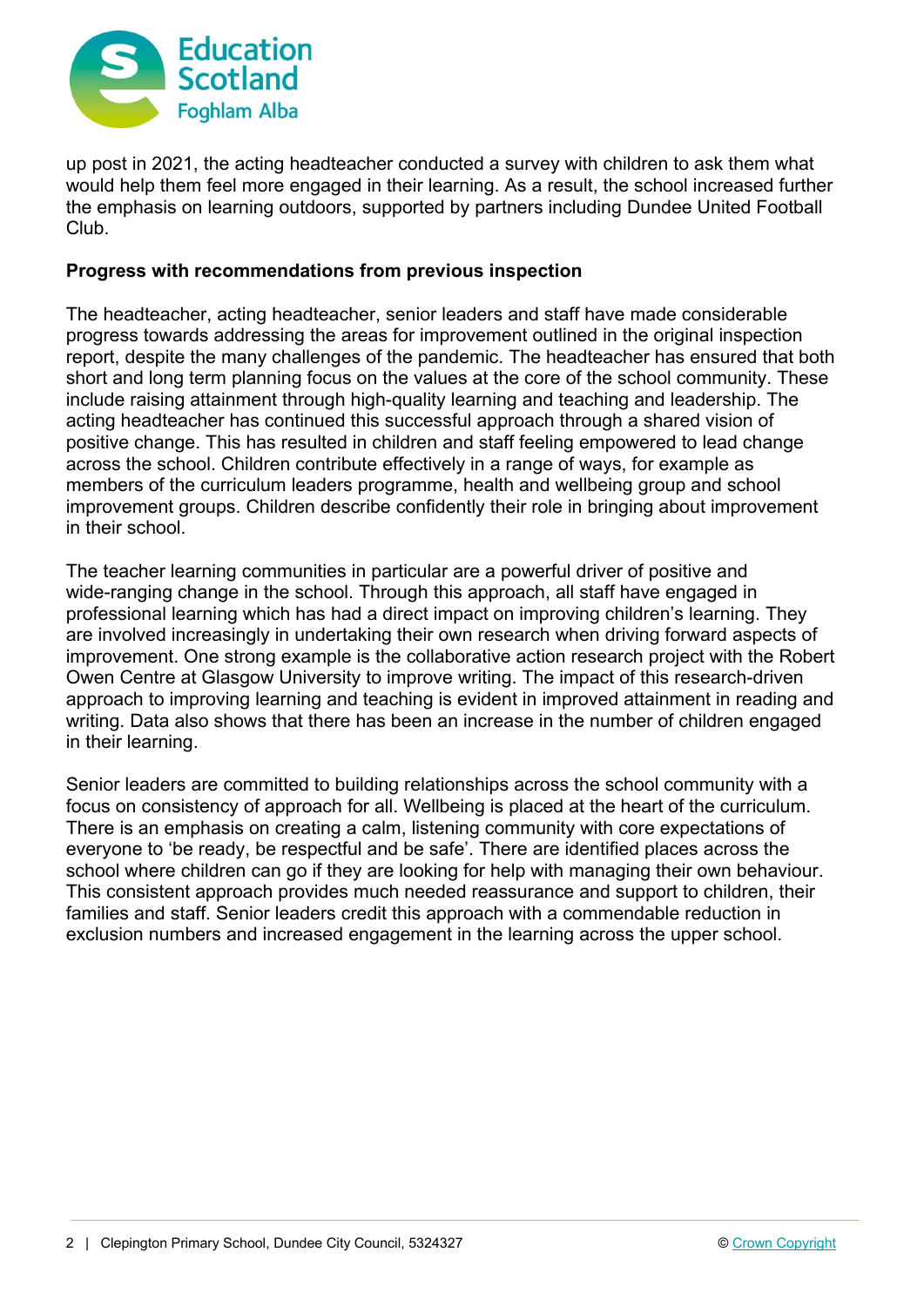up post in 2021, the acting headteacher conducted a survey with children to ask them what would help them feel more engaged in their learning. As a result, the school increased further the emphasis on learning outdoors, supported by partners including Dundee United Football Club.

**Progress with recommendations from previous inspection**

The headteacher, acting headteacher, senior leaders and staff have made considerable progress towards addressing the areas for improvement outlined in the original inspection report, despite the many challenges of the pandemic. The headteacher has ensured that both short and long term planning focus on the values at the core of the school community. These include raising attainment through high-quality learning and teaching and leadership. The acting headteacher has continued this successful approach through a shared vision of positive change. This has resulted in children and staff feeling empowered to lead change across the school. Children contribute effectively in a range of ways, for example as members of the curriculum leaders programme, health and wellbeing group and school improvement groups. Children describe confidently their role in bringing about improvement in their school.

The teacher learning communities in particular are a powerful driver of positive and wide-ranging change in the school. Through this approach, all staff have engaged in professional learning which has had a direct impact on improving children's learning. They are involved increasingly in undertaking their own research when driving forward aspects of improvement. One strong example is the collaborative action research project with the Robert Owen Centre at Glasgow University to improve writing. The impact of this research-driven approach to improving learning and teaching is evident in improved attainment in reading and writing. Data also shows that there has been an increase in the number of children engaged in their learning.

Senior leaders are committed to building relationships across the school community with a focus on consistency of approach for all. Wellbeing is placed at the heart of the curriculum. There is an emphasis on creating a calm, listening community with core expectations of everyone to 'be ready, be respectful and be safe'. There are identified places across the school where children can go if they are looking for help with managing their own behaviour. This consistent approach provides much needed reassurance and support to children, their families and staff. Senior leaders credit this approach with a commendable reduction in exclusion numbers and increased engagement in the learning across the upper school.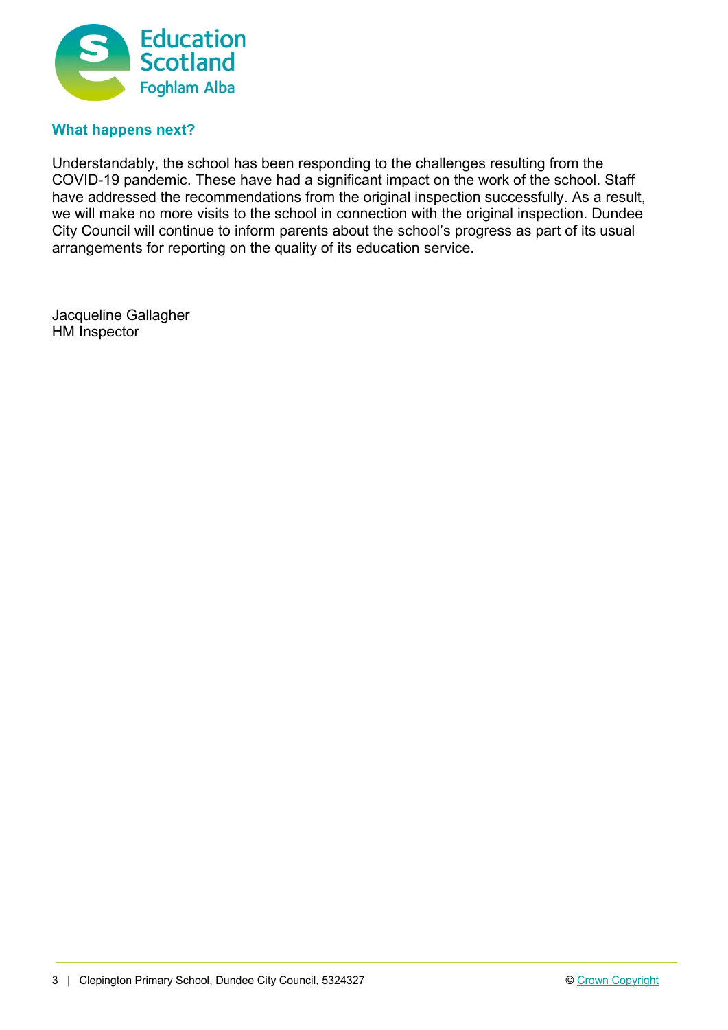## What happens next?

Understandably, the school has been responding to the challenges resulting from the COVID-19 pandemic. These have had a significant impact on the work of the school. Staff have addressed the recommendations from the original inspection successfully. As a result, we will make no more visits to the school in connection with the original inspection. Dundee City Council will continue to inform parents about the school's progress as part of its usual arrangements for reporting on the quality of its education service.

Jacqueline Gallagher
HM Inspector